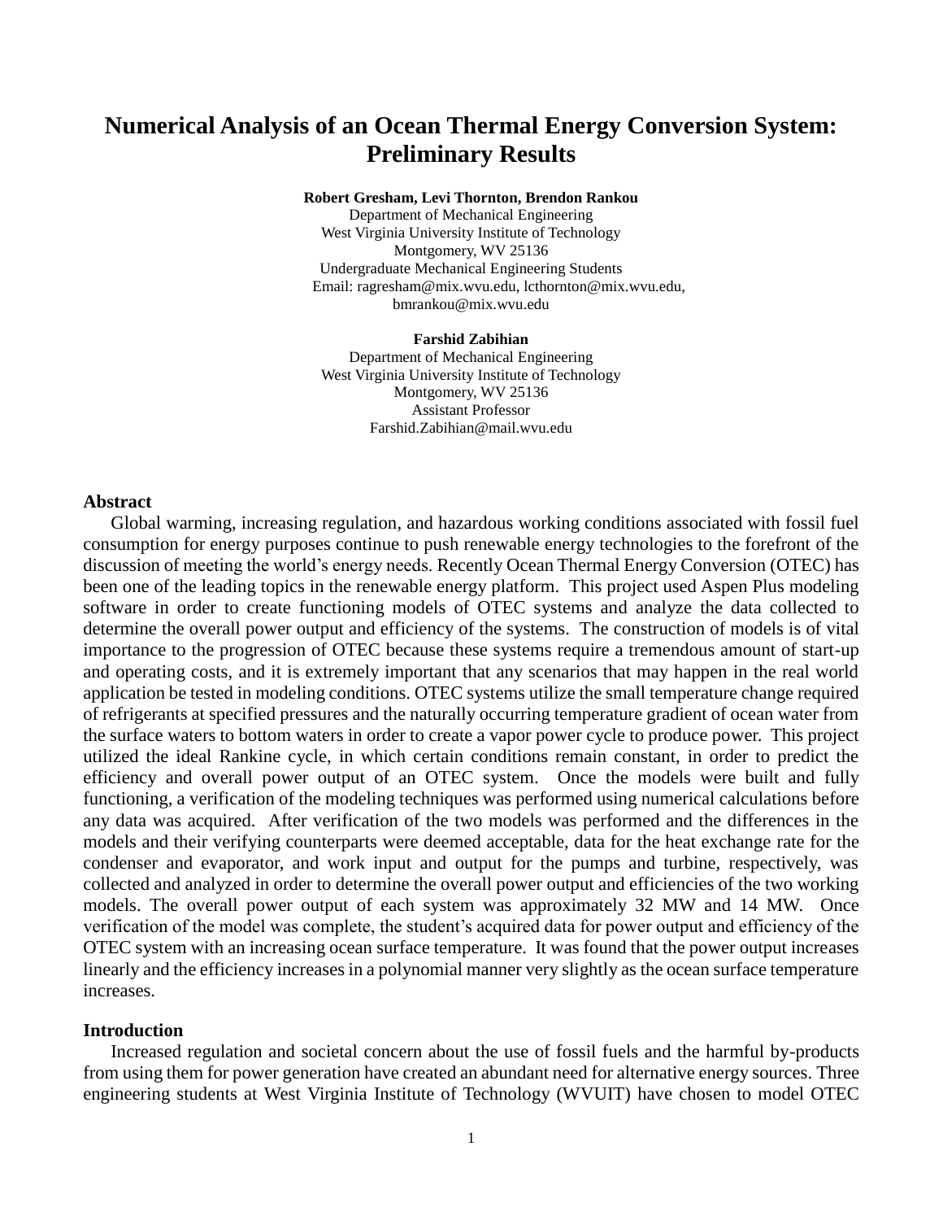# Numerical Analysis of an Ocean Thermal Energy Conversion System: Preliminary Results

**Robert Gresham, Levi Thornton, Brendon Rankou**
Department of Mechanical Engineering
West Virginia University Institute of Technology
Montgomery, WV 25136
Undergraduate Mechanical Engineering Students
Email: ragresham@mix.wvu.edu, lcthornton@mix.wvu.edu, bmrankou@mix.wvu.edu

**Farshid Zabihian**
Department of Mechanical Engineering
West Virginia University Institute of Technology
Montgomery, WV 25136
Assistant Professor
Farshid.Zabihian@mail.wvu.edu

## Abstract

Global warming, increasing regulation, and hazardous working conditions associated with fossil fuel consumption for energy purposes continue to push renewable energy technologies to the forefront of the discussion of meeting the world's energy needs. Recently Ocean Thermal Energy Conversion (OTEC) has been one of the leading topics in the renewable energy platform. This project used Aspen Plus modeling software in order to create functioning models of OTEC systems and analyze the data collected to determine the overall power output and efficiency of the systems. The construction of models is of vital importance to the progression of OTEC because these systems require a tremendous amount of start-up and operating costs, and it is extremely important that any scenarios that may happen in the real world application be tested in modeling conditions. OTEC systems utilize the small temperature change required of refrigerants at specified pressures and the naturally occurring temperature gradient of ocean water from the surface waters to bottom waters in order to create a vapor power cycle to produce power. This project utilized the ideal Rankine cycle, in which certain conditions remain constant, in order to predict the efficiency and overall power output of an OTEC system. Once the models were built and fully functioning, a verification of the modeling techniques was performed using numerical calculations before any data was acquired. After verification of the two models was performed and the differences in the models and their verifying counterparts were deemed acceptable, data for the heat exchange rate for the condenser and evaporator, and work input and output for the pumps and turbine, respectively, was collected and analyzed in order to determine the overall power output and efficiencies of the two working models. The overall power output of each system was approximately 32 MW and 14 MW. Once verification of the model was complete, the student's acquired data for power output and efficiency of the OTEC system with an increasing ocean surface temperature. It was found that the power output increases linearly and the efficiency increases in a polynomial manner very slightly as the ocean surface temperature increases.

## Introduction

Increased regulation and societal concern about the use of fossil fuels and the harmful by-products from using them for power generation have created an abundant need for alternative energy sources. Three engineering students at West Virginia Institute of Technology (WVUIT) have chosen to model OTEC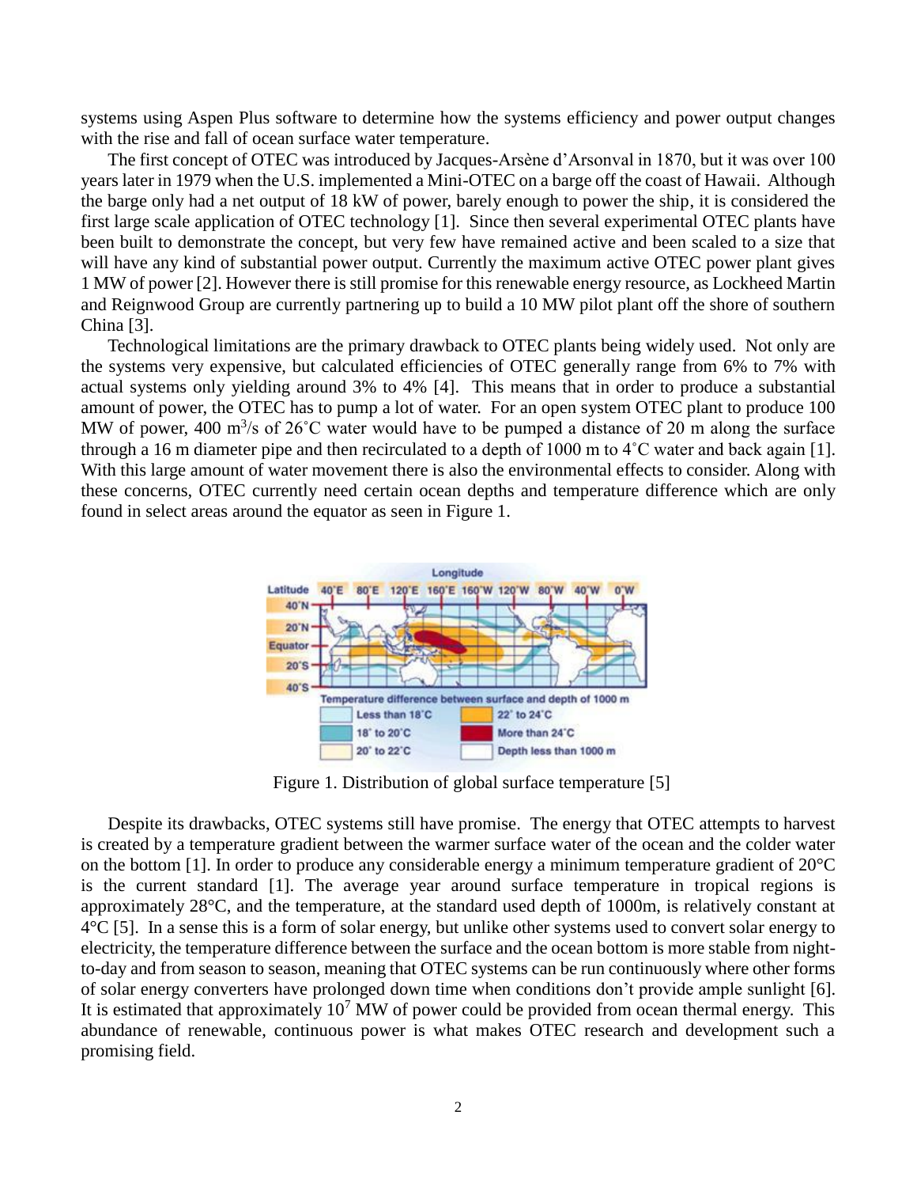systems using Aspen Plus software to determine how the systems efficiency and power output changes with the rise and fall of ocean surface water temperature.

The first concept of OTEC was introduced by Jacques-Arsène d'Arsonval in 1870, but it was over 100 years later in 1979 when the U.S. implemented a Mini-OTEC on a barge off the coast of Hawaii. Although the barge only had a net output of 18 kW of power, barely enough to power the ship, it is considered the first large scale application of OTEC technology [1]. Since then several experimental OTEC plants have been built to demonstrate the concept, but very few have remained active and been scaled to a size that will have any kind of substantial power output. Currently the maximum active OTEC power plant gives 1 MW of power [2]. However there is still promise for this renewable energy resource, as Lockheed Martin and Reignwood Group are currently partnering up to build a 10 MW pilot plant off the shore of southern China [3].

Technological limitations are the primary drawback to OTEC plants being widely used. Not only are the systems very expensive, but calculated efficiencies of OTEC generally range from 6% to 7% with actual systems only yielding around 3% to 4% [4]. This means that in order to produce a substantial amount of power, the OTEC has to pump a lot of water. For an open system OTEC plant to produce 100 MW of power, 400 $m^3/s$ of 26˚C water would have to be pumped a distance of 20 m along the surface through a 16 m diameter pipe and then recirculated to a depth of 1000 m to 4˚C water and back again [1]. With this large amount of water movement there is also the environmental effects to consider. Along with these concerns, OTEC currently need certain ocean depths and temperature difference which are only found in select areas around the equator as seen in Figure 1.

Figure 1. Distribution of global surface temperature [5]

Despite its drawbacks, OTEC systems still have promise. The energy that OTEC attempts to harvest is created by a temperature gradient between the warmer surface water of the ocean and the colder water on the bottom [1]. In order to produce any considerable energy a minimum temperature gradient of 20°C is the current standard [1]. The average year around surface temperature in tropical regions is approximately 28°C, and the temperature, at the standard used depth of 1000m, is relatively constant at 4°C [5]. In a sense this is a form of solar energy, but unlike other systems used to convert solar energy to electricity, the temperature difference between the surface and the ocean bottom is more stable from night-to-day and from season to season, meaning that OTEC systems can be run continuously where other forms of solar energy converters have prolonged down time when conditions don't provide ample sunlight [6]. It is estimated that approximately $10^7$ MW of power could be provided from ocean thermal energy. This abundance of renewable, continuous power is what makes OTEC research and development such a promising field.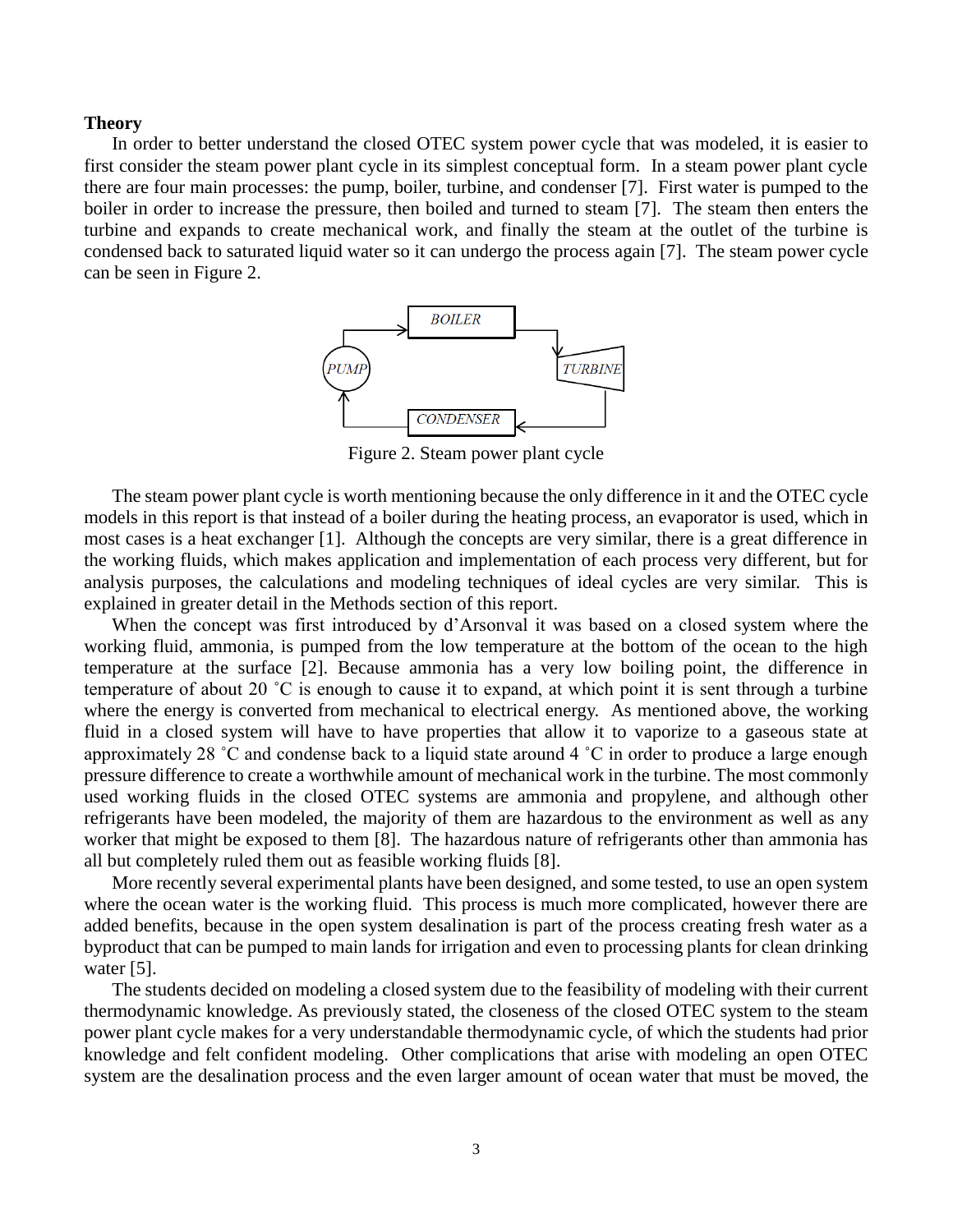**Theory**

In order to better understand the closed OTEC system power cycle that was modeled, it is easier to first consider the steam power plant cycle in its simplest conceptual form. In a steam power plant cycle there are four main processes: the pump, boiler, turbine, and condenser [7]. First water is pumped to the boiler in order to increase the pressure, then boiled and turned to steam [7]. The steam then enters the turbine and expands to create mechanical work, and finally the steam at the outlet of the turbine is condensed back to saturated liquid water so it can undergo the process again [7]. The steam power cycle can be seen in Figure 2.

Figure 2. Steam power plant cycle

The steam power plant cycle is worth mentioning because the only difference in it and the OTEC cycle models in this report is that instead of a boiler during the heating process, an evaporator is used, which in most cases is a heat exchanger [1]. Although the concepts are very similar, there is a great difference in the working fluids, which makes application and implementation of each process very different, but for analysis purposes, the calculations and modeling techniques of ideal cycles are very similar. This is explained in greater detail in the Methods section of this report.

When the concept was first introduced by d'Arsonval it was based on a closed system where the working fluid, ammonia, is pumped from the low temperature at the bottom of the ocean to the high temperature at the surface [2]. Because ammonia has a very low boiling point, the difference in temperature of about 20 ˚C is enough to cause it to expand, at which point it is sent through a turbine where the energy is converted from mechanical to electrical energy. As mentioned above, the working fluid in a closed system will have to have properties that allow it to vaporize to a gaseous state at approximately 28 ˚C and condense back to a liquid state around 4 ˚C in order to produce a large enough pressure difference to create a worthwhile amount of mechanical work in the turbine. The most commonly used working fluids in the closed OTEC systems are ammonia and propylene, and although other refrigerants have been modeled, the majority of them are hazardous to the environment as well as any worker that might be exposed to them [8]. The hazardous nature of refrigerants other than ammonia has all but completely ruled them out as feasible working fluids [8].

More recently several experimental plants have been designed, and some tested, to use an open system where the ocean water is the working fluid. This process is much more complicated, however there are added benefits, because in the open system desalination is part of the process creating fresh water as a byproduct that can be pumped to main lands for irrigation and even to processing plants for clean drinking water [5].

The students decided on modeling a closed system due to the feasibility of modeling with their current thermodynamic knowledge. As previously stated, the closeness of the closed OTEC system to the steam power plant cycle makes for a very understandable thermodynamic cycle, of which the students had prior knowledge and felt confident modeling. Other complications that arise with modeling an open OTEC system are the desalination process and the even larger amount of ocean water that must be moved, the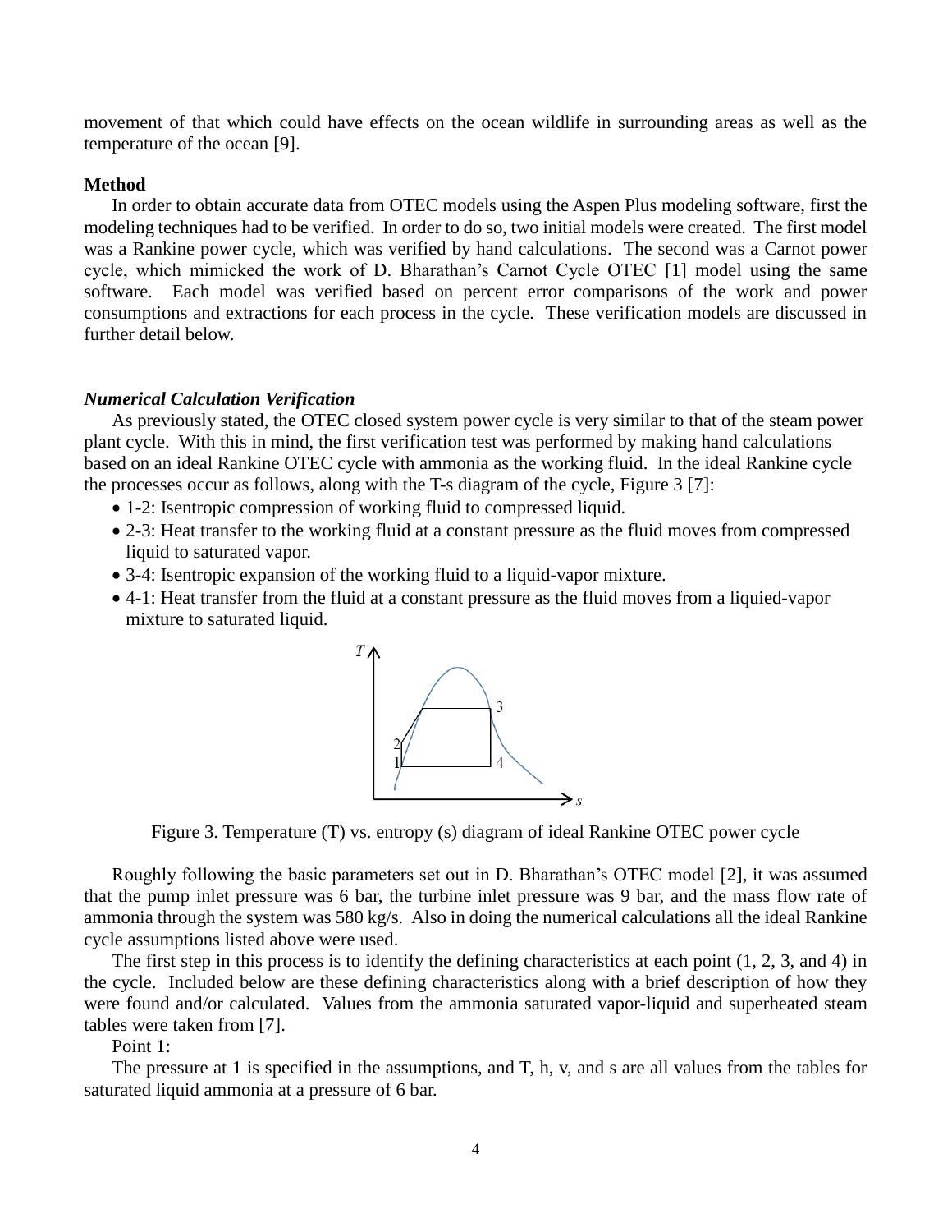movement of that which could have effects on the ocean wildlife in surrounding areas as well as the temperature of the ocean [9].

**Method**

In order to obtain accurate data from OTEC models using the Aspen Plus modeling software, first the modeling techniques had to be verified. In order to do so, two initial models were created. The first model was a Rankine power cycle, which was verified by hand calculations. The second was a Carnot power cycle, which mimicked the work of D. Bharathan's Carnot Cycle OTEC [1] model using the same software. Each model was verified based on percent error comparisons of the work and power consumptions and extractions for each process in the cycle. These verification models are discussed in further detail below.

***Numerical Calculation Verification***

As previously stated, the OTEC closed system power cycle is very similar to that of the steam power plant cycle. With this in mind, the first verification test was performed by making hand calculations based on an ideal Rankine OTEC cycle with ammonia as the working fluid. In the ideal Rankine cycle the processes occur as follows, along with the T-s diagram of the cycle, Figure 3 [7]:

- 1-2: Isentropic compression of working fluid to compressed liquid.
- 2-3: Heat transfer to the working fluid at a constant pressure as the fluid moves from compressed liquid to saturated vapor.
- 3-4: Isentropic expansion of the working fluid to a liquid-vapor mixture.
- 4-1: Heat transfer from the fluid at a constant pressure as the fluid moves from a liquied-vapor mixture to saturated liquid.

Figure 3. Temperature (T) vs. entropy (s) diagram of ideal Rankine OTEC power cycle

Roughly following the basic parameters set out in D. Bharathan's OTEC model [2], it was assumed that the pump inlet pressure was 6 bar, the turbine inlet pressure was 9 bar, and the mass flow rate of ammonia through the system was 580 kg/s. Also in doing the numerical calculations all the ideal Rankine cycle assumptions listed above were used.

The first step in this process is to identify the defining characteristics at each point (1, 2, 3, and 4) in the cycle. Included below are these defining characteristics along with a brief description of how they were found and/or calculated. Values from the ammonia saturated vapor-liquid and superheated steam tables were taken from [7].

Point 1:

The pressure at 1 is specified in the assumptions, and T, h, v, and s are all values from the tables for saturated liquid ammonia at a pressure of 6 bar.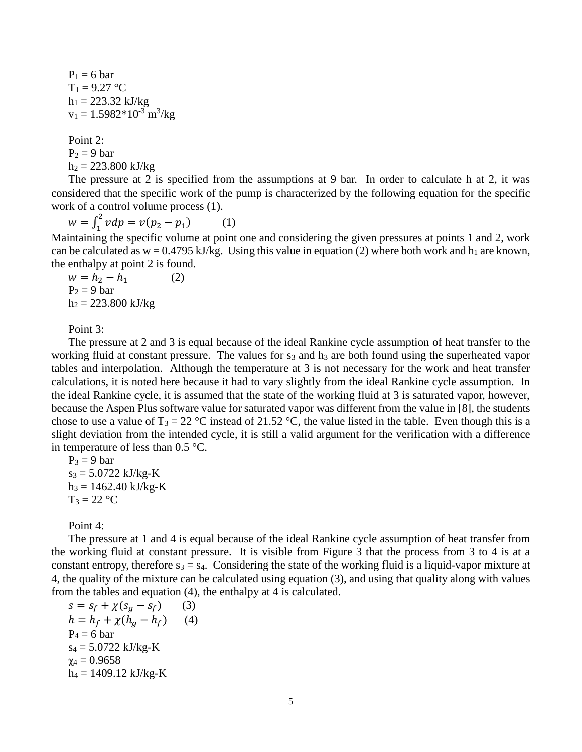$P_1$ = 6 bar
$T_1$ = 9.27 °C
$h_1$ = 223.32 kJ/kg
$v_1$ = 1.5982*$10^{-3}$ $m^3$/kg

Point 2:
$P_2$ = 9 bar
$h_2$ = 223.800 kJ/kg

The pressure at 2 is specified from the assumptions at 9 bar. In order to calculate h at 2, it was considered that the specific work of the pump is characterized by the following equation for the specific work of a control volume process (1).

$$w = \int_1^2 v dp = v(p_2 - p_1) \qquad (1)$$

Maintaining the specific volume at point one and considering the given pressures at points 1 and 2, work can be calculated as w = 0.4795 kJ/kg. Using this value in equation (2) where both work and $h_1$ are known, the enthalpy at point 2 is found.

$$w = h_2 - h_1 \qquad (2)$$

$P_2$ = 9 bar
$h_2$ = 223.800 kJ/kg

Point 3:

The pressure at 2 and 3 is equal because of the ideal Rankine cycle assumption of heat transfer to the working fluid at constant pressure. The values for $s_3$ and $h_3$ are both found using the superheated vapor tables and interpolation. Although the temperature at 3 is not necessary for the work and heat transfer calculations, it is noted here because it had to vary slightly from the ideal Rankine cycle assumption. In the ideal Rankine cycle, it is assumed that the state of the working fluid at 3 is saturated vapor, however, because the Aspen Plus software value for saturated vapor was different from the value in [8], the students chose to use a value of $T_3$ = 22 °C instead of 21.52 °C, the value listed in the table. Even though this is a slight deviation from the intended cycle, it is still a valid argument for the verification with a difference in temperature of less than 0.5 °C.

$P_3$ = 9 bar
$s_3$ = 5.0722 kJ/kg-K
$h_3$ = 1462.40 kJ/kg-K
$T_3$ = 22 °C

Point 4:

The pressure at 1 and 4 is equal because of the ideal Rankine cycle assumption of heat transfer from the working fluid at constant pressure. It is visible from Figure 3 that the process from 3 to 4 is at a constant entropy, therefore $s_3 = s_4$. Considering the state of the working fluid is a liquid-vapor mixture at 4, the quality of the mixture can be calculated using equation (3), and using that quality along with values from the tables and equation (4), the enthalpy at 4 is calculated.

$$s = s_f + \chi(s_g - s_f) \qquad (3)$$

$$h = h_f + \chi(h_g - h_f) \qquad (4)$$

$P_4$ = 6 bar
$s_4$ = 5.0722 kJ/kg-K
$\chi_4$ = 0.9658
$h_4$ = 1409.12 kJ/kg-K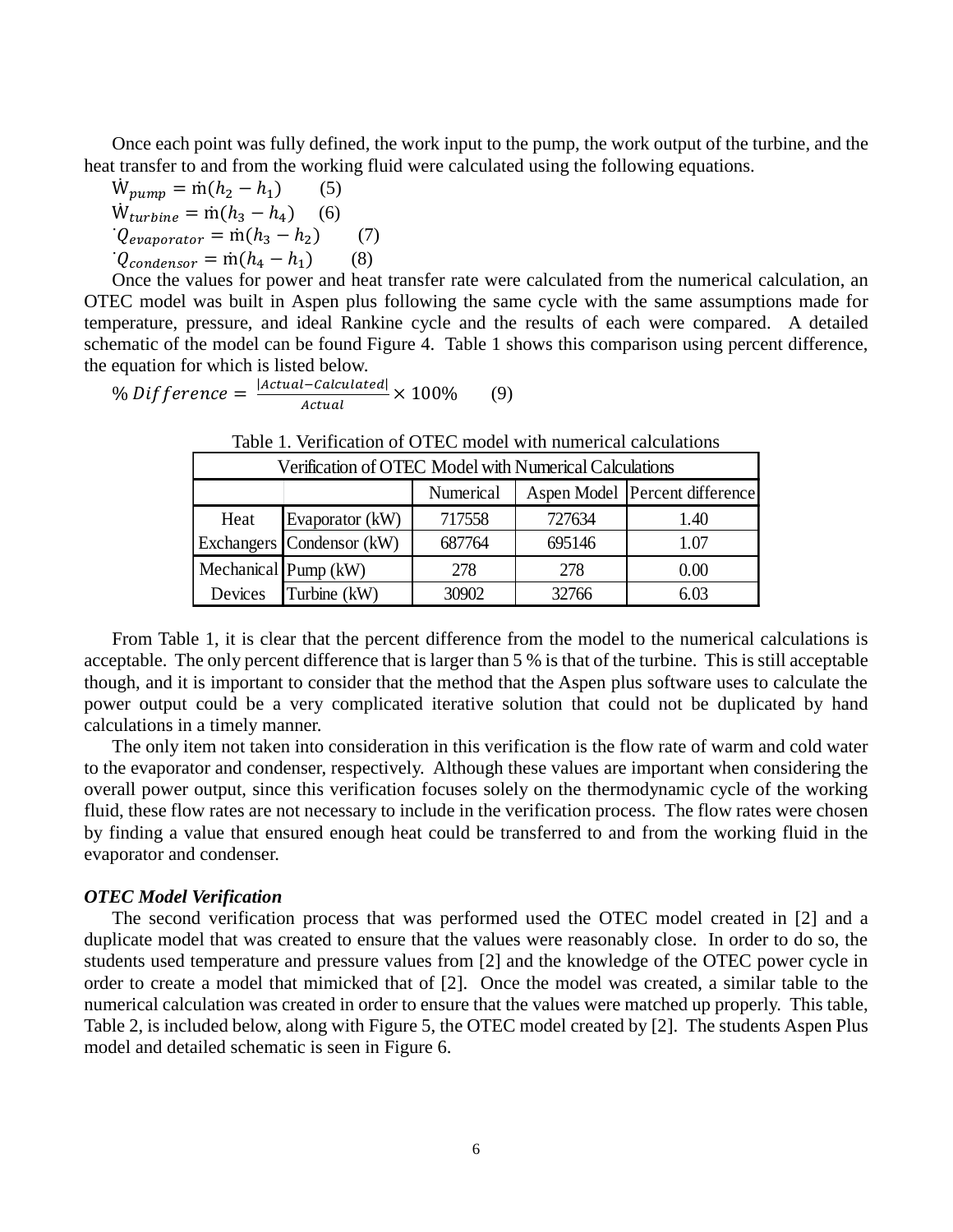Once each point was fully defined, the work input to the pump, the work output of the turbine, and the heat transfer to and from the working fluid were calculated using the following equations.

$$\dot{W}_{pump} = \dot{m}(h_2 - h_1) \quad (5)$$

$$\dot{W}_{turbine} = \dot{m}(h_3 - h_4) \quad (6)$$

$$\dot{Q}_{evaporator} = \dot{m}(h_3 - h_2) \quad (7)$$

$$\dot{Q}_{condensor} = \dot{m}(h_4 - h_1) \quad (8)$$

Once the values for power and heat transfer rate were calculated from the numerical calculation, an OTEC model was built in Aspen plus following the same cycle with the same assumptions made for temperature, pressure, and ideal Rankine cycle and the results of each were compared. A detailed schematic of the model can be found Figure 4. Table 1 shows this comparison using percent difference, the equation for which is listed below.

$$\%\,Difference = \frac{|Actual - Calculated|}{Actual} \times 100\% \quad (9)$$

Table 1. Verification of OTEC model with numerical calculations

| Verification of OTEC Model with Numerical Calculations | | | | |
|---|---|---|---|---|
| | | Numerical | Aspen Model | Percent difference |
| Heat Exchangers | Evaporator (kW) | 717558 | 727634 | 1.40 |
| | Condensor (kW) | 687764 | 695146 | 1.07 |
| Mechanical Devices | Pump (kW) | 278 | 278 | 0.00 |
| | Turbine (kW) | 30902 | 32766 | 6.03 |

From Table 1, it is clear that the percent difference from the model to the numerical calculations is acceptable. The only percent difference that is larger than 5 % is that of the turbine. This is still acceptable though, and it is important to consider that the method that the Aspen plus software uses to calculate the power output could be a very complicated iterative solution that could not be duplicated by hand calculations in a timely manner.

The only item not taken into consideration in this verification is the flow rate of warm and cold water to the evaporator and condenser, respectively. Although these values are important when considering the overall power output, since this verification focuses solely on the thermodynamic cycle of the working fluid, these flow rates are not necessary to include in the verification process. The flow rates were chosen by finding a value that ensured enough heat could be transferred to and from the working fluid in the evaporator and condenser.

***OTEC Model Verification***

The second verification process that was performed used the OTEC model created in [2] and a duplicate model that was created to ensure that the values were reasonably close. In order to do so, the students used temperature and pressure values from [2] and the knowledge of the OTEC power cycle in order to create a model that mimicked that of [2]. Once the model was created, a similar table to the numerical calculation was created in order to ensure that the values were matched up properly. This table, Table 2, is included below, along with Figure 5, the OTEC model created by [2]. The students Aspen Plus model and detailed schematic is seen in Figure 6.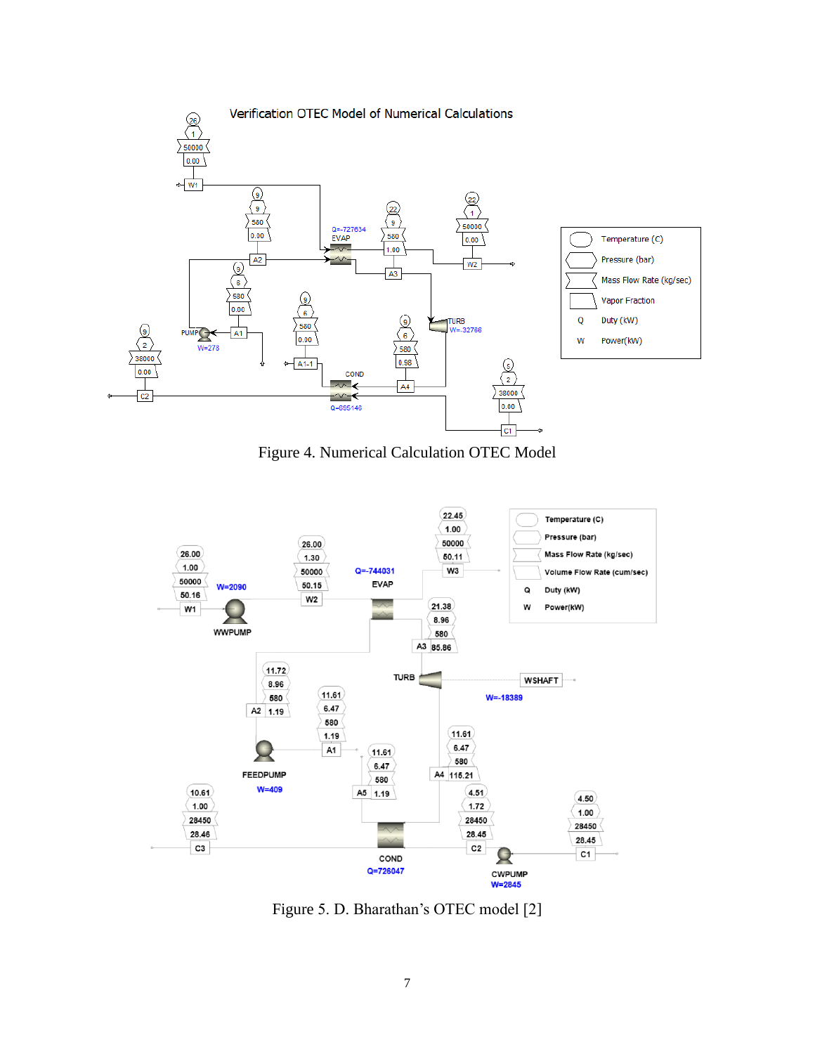Figure 4. Numerical Calculation OTEC Model

Figure 5. D. Bharathan's OTEC model [2]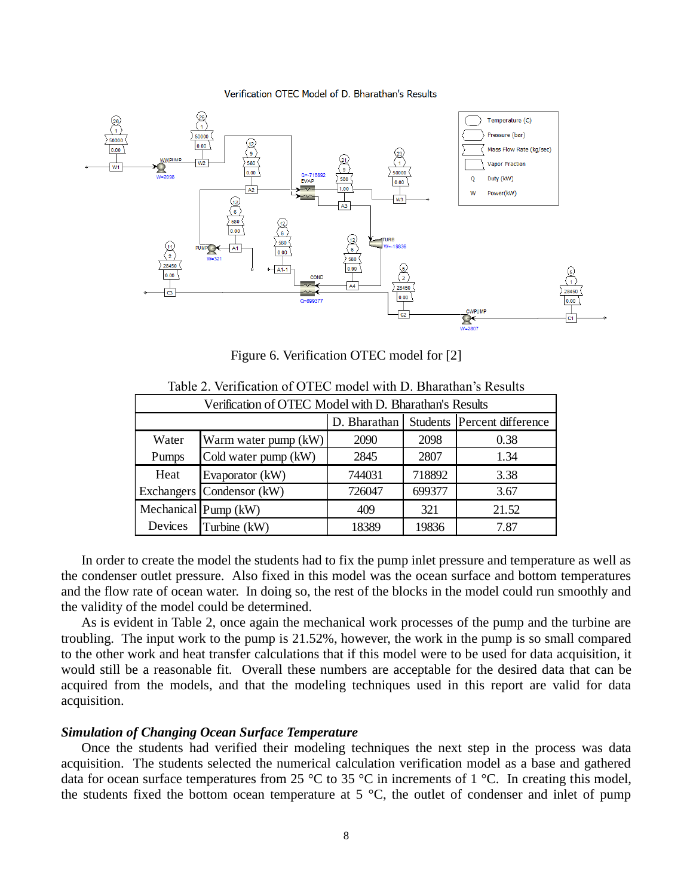Figure 6. Verification OTEC model for [2]

Table 2. Verification of OTEC model with D. Bharathan's Results

| Verification of OTEC Model with D. Bharathan's Results | | | | |
|---|---|---|---|---|
| | | D. Bharathan | Students | Percent difference |
| Water Pumps | Warm water pump (kW) | 2090 | 2098 | 0.38 |
| | Cold water pump (kW) | 2845 | 2807 | 1.34 |
| Heat Exchangers | Evaporator (kW) | 744031 | 718892 | 3.38 |
| | Condensor (kW) | 726047 | 699377 | 3.67 |
| Mechanical Devices | Pump (kW) | 409 | 321 | 21.52 |
| | Turbine (kW) | 18389 | 19836 | 7.87 |

In order to create the model the students had to fix the pump inlet pressure and temperature as well as the condenser outlet pressure. Also fixed in this model was the ocean surface and bottom temperatures and the flow rate of ocean water. In doing so, the rest of the blocks in the model could run smoothly and the validity of the model could be determined.

As is evident in Table 2, once again the mechanical work processes of the pump and the turbine are troubling. The input work to the pump is 21.52%, however, the work in the pump is so small compared to the other work and heat transfer calculations that if this model were to be used for data acquisition, it would still be a reasonable fit. Overall these numbers are acceptable for the desired data that can be acquired from the models, and that the modeling techniques used in this report are valid for data acquisition.

### *Simulation of Changing Ocean Surface Temperature*

Once the students had verified their modeling techniques the next step in the process was data acquisition. The students selected the numerical calculation verification model as a base and gathered data for ocean surface temperatures from 25 °C to 35 °C in increments of 1 °C. In creating this model, the students fixed the bottom ocean temperature at 5 °C, the outlet of condenser and inlet of pump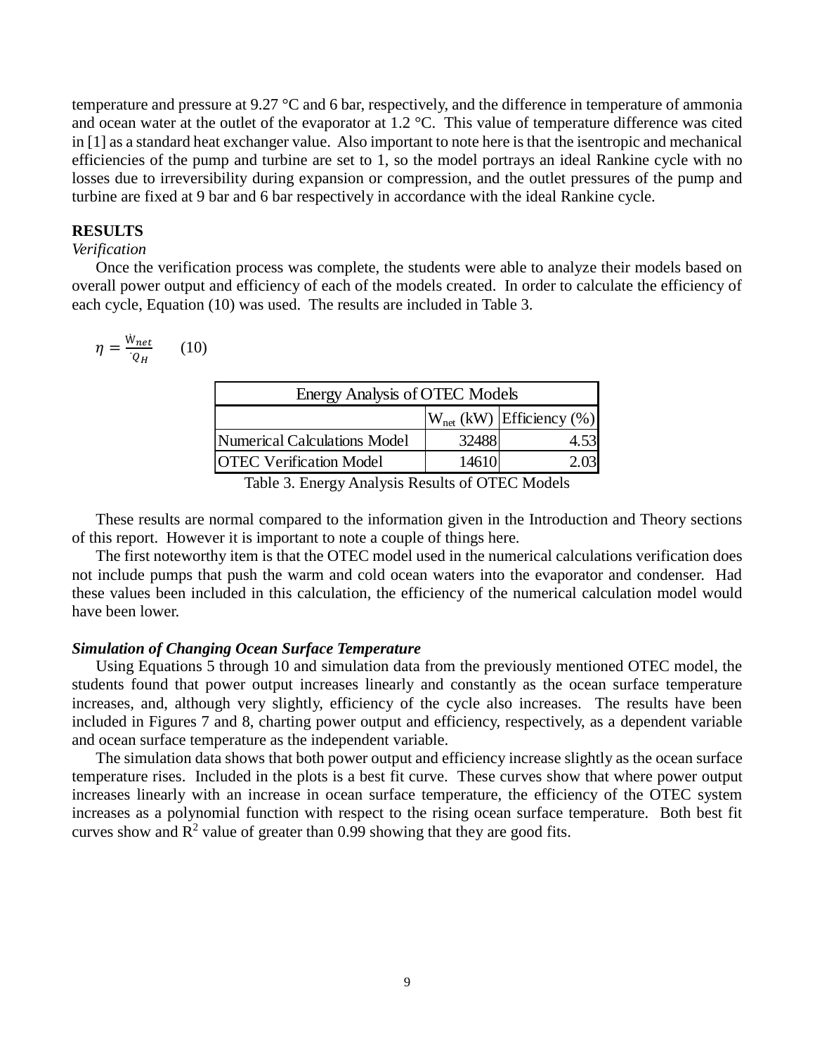temperature and pressure at 9.27 °C and 6 bar, respectively, and the difference in temperature of ammonia and ocean water at the outlet of the evaporator at 1.2 °C. This value of temperature difference was cited in [1] as a standard heat exchanger value. Also important to note here is that the isentropic and mechanical efficiencies of the pump and turbine are set to 1, so the model portrays an ideal Rankine cycle with no losses due to irreversibility during expansion or compression, and the outlet pressures of the pump and turbine are fixed at 9 bar and 6 bar respectively in accordance with the ideal Rankine cycle.

## RESULTS

*Verification*

Once the verification process was complete, the students were able to analyze their models based on overall power output and efficiency of each of the models created. In order to calculate the efficiency of each cycle, Equation (10) was used. The results are included in Table 3.

$$\eta = \frac{\dot{W}_{net}}{\dot{Q}_H} \qquad (10)$$

| Energy Analysis of OTEC Models | | |
|---|---|---|
| | $W_{net}$ (kW) | Efficiency (%) |
| Numerical Calculations Model | 32488 | 4.53 |
| OTEC Verification Model | 14610 | 2.03 |

Table 3. Energy Analysis Results of OTEC Models

These results are normal compared to the information given in the Introduction and Theory sections of this report. However it is important to note a couple of things here.

The first noteworthy item is that the OTEC model used in the numerical calculations verification does not include pumps that push the warm and cold ocean waters into the evaporator and condenser. Had these values been included in this calculation, the efficiency of the numerical calculation model would have been lower.

***Simulation of Changing Ocean Surface Temperature***

Using Equations 5 through 10 and simulation data from the previously mentioned OTEC model, the students found that power output increases linearly and constantly as the ocean surface temperature increases, and, although very slightly, efficiency of the cycle also increases. The results have been included in Figures 7 and 8, charting power output and efficiency, respectively, as a dependent variable and ocean surface temperature as the independent variable.

The simulation data shows that both power output and efficiency increase slightly as the ocean surface temperature rises. Included in the plots is a best fit curve. These curves show that where power output increases linearly with an increase in ocean surface temperature, the efficiency of the OTEC system increases as a polynomial function with respect to the rising ocean surface temperature. Both best fit curves show and $R^2$ value of greater than 0.99 showing that they are good fits.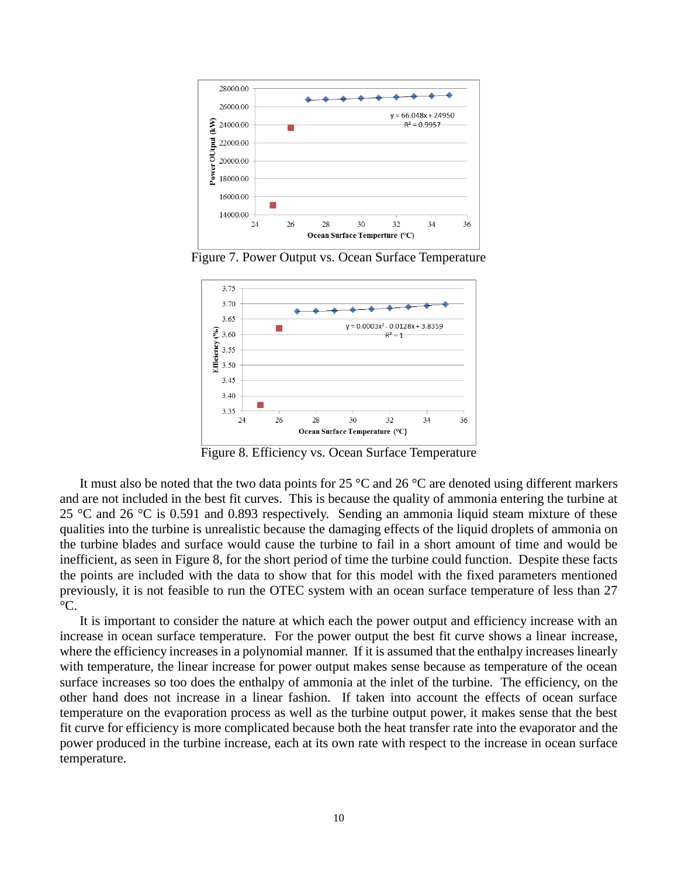Figure 7. Power Output vs. Ocean Surface Temperature

Figure 8. Efficiency vs. Ocean Surface Temperature

It must also be noted that the two data points for 25 °C and 26 °C are denoted using different markers and are not included in the best fit curves. This is because the quality of ammonia entering the turbine at 25 °C and 26 °C is 0.591 and 0.893 respectively. Sending an ammonia liquid steam mixture of these qualities into the turbine is unrealistic because the damaging effects of the liquid droplets of ammonia on the turbine blades and surface would cause the turbine to fail in a short amount of time and would be inefficient, as seen in Figure 8, for the short period of time the turbine could function. Despite these facts the points are included with the data to show that for this model with the fixed parameters mentioned previously, it is not feasible to run the OTEC system with an ocean surface temperature of less than 27 °C.

It is important to consider the nature at which each the power output and efficiency increase with an increase in ocean surface temperature. For the power output the best fit curve shows a linear increase, where the efficiency increases in a polynomial manner. If it is assumed that the enthalpy increases linearly with temperature, the linear increase for power output makes sense because as temperature of the ocean surface increases so too does the enthalpy of ammonia at the inlet of the turbine. The efficiency, on the other hand does not increase in a linear fashion. If taken into account the effects of ocean surface temperature on the evaporation process as well as the turbine output power, it makes sense that the best fit curve for efficiency is more complicated because both the heat transfer rate into the evaporator and the power produced in the turbine increase, each at its own rate with respect to the increase in ocean surface temperature.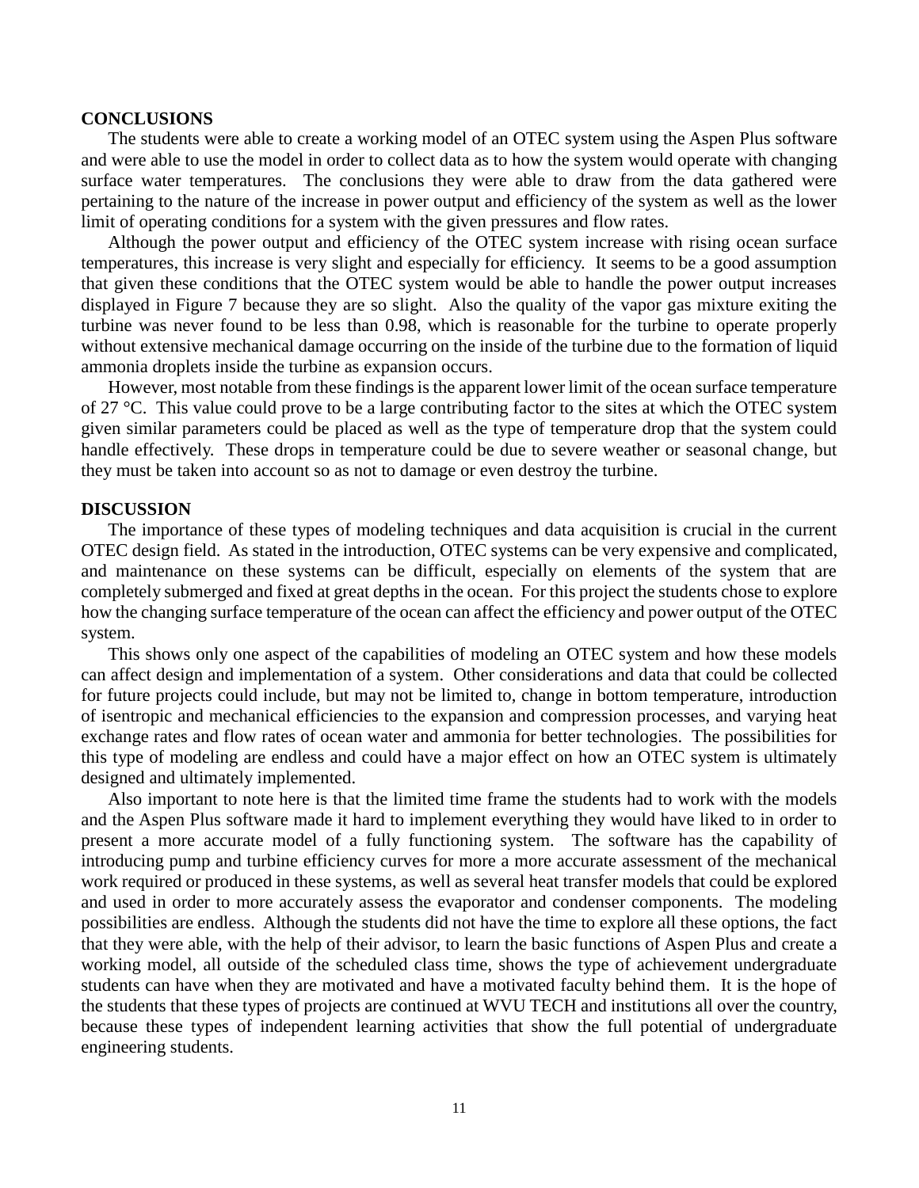## CONCLUSIONS

The students were able to create a working model of an OTEC system using the Aspen Plus software and were able to use the model in order to collect data as to how the system would operate with changing surface water temperatures. The conclusions they were able to draw from the data gathered were pertaining to the nature of the increase in power output and efficiency of the system as well as the lower limit of operating conditions for a system with the given pressures and flow rates.

Although the power output and efficiency of the OTEC system increase with rising ocean surface temperatures, this increase is very slight and especially for efficiency. It seems to be a good assumption that given these conditions that the OTEC system would be able to handle the power output increases displayed in Figure 7 because they are so slight. Also the quality of the vapor gas mixture exiting the turbine was never found to be less than 0.98, which is reasonable for the turbine to operate properly without extensive mechanical damage occurring on the inside of the turbine due to the formation of liquid ammonia droplets inside the turbine as expansion occurs.

However, most notable from these findings is the apparent lower limit of the ocean surface temperature of 27 °C. This value could prove to be a large contributing factor to the sites at which the OTEC system given similar parameters could be placed as well as the type of temperature drop that the system could handle effectively. These drops in temperature could be due to severe weather or seasonal change, but they must be taken into account so as not to damage or even destroy the turbine.

## DISCUSSION

The importance of these types of modeling techniques and data acquisition is crucial in the current OTEC design field. As stated in the introduction, OTEC systems can be very expensive and complicated, and maintenance on these systems can be difficult, especially on elements of the system that are completely submerged and fixed at great depths in the ocean. For this project the students chose to explore how the changing surface temperature of the ocean can affect the efficiency and power output of the OTEC system.

This shows only one aspect of the capabilities of modeling an OTEC system and how these models can affect design and implementation of a system. Other considerations and data that could be collected for future projects could include, but may not be limited to, change in bottom temperature, introduction of isentropic and mechanical efficiencies to the expansion and compression processes, and varying heat exchange rates and flow rates of ocean water and ammonia for better technologies. The possibilities for this type of modeling are endless and could have a major effect on how an OTEC system is ultimately designed and ultimately implemented.

Also important to note here is that the limited time frame the students had to work with the models and the Aspen Plus software made it hard to implement everything they would have liked to in order to present a more accurate model of a fully functioning system. The software has the capability of introducing pump and turbine efficiency curves for more a more accurate assessment of the mechanical work required or produced in these systems, as well as several heat transfer models that could be explored and used in order to more accurately assess the evaporator and condenser components. The modeling possibilities are endless. Although the students did not have the time to explore all these options, the fact that they were able, with the help of their advisor, to learn the basic functions of Aspen Plus and create a working model, all outside of the scheduled class time, shows the type of achievement undergraduate students can have when they are motivated and have a motivated faculty behind them. It is the hope of the students that these types of projects are continued at WVU TECH and institutions all over the country, because these types of independent learning activities that show the full potential of undergraduate engineering students.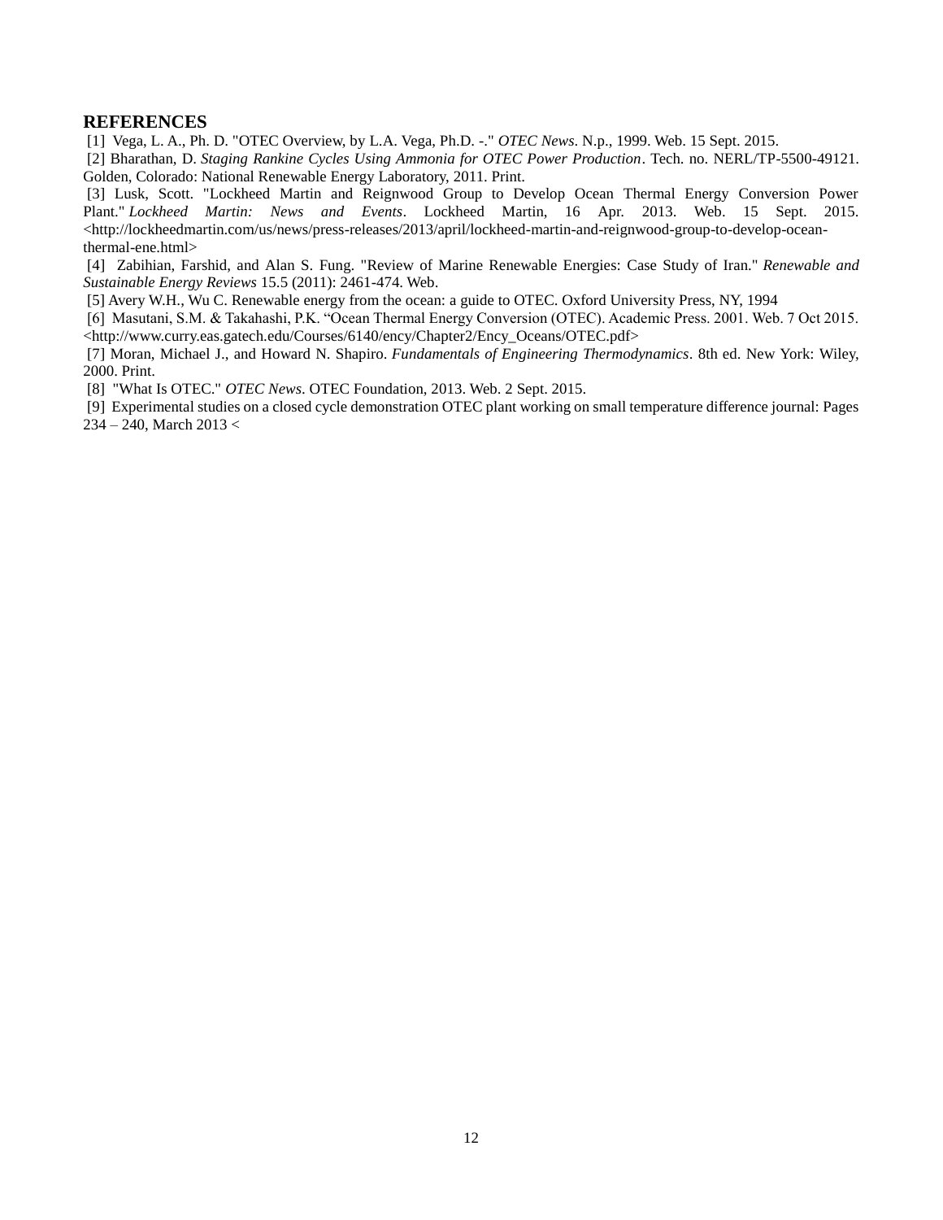## REFERENCES

[1] Vega, L. A., Ph. D. "OTEC Overview, by L.A. Vega, Ph.D. -." *OTEC News*. N.p., 1999. Web. 15 Sept. 2015.

[2] Bharathan, D. *Staging Rankine Cycles Using Ammonia for OTEC Power Production*. Tech. no. NERL/TP-5500-49121. Golden, Colorado: National Renewable Energy Laboratory, 2011. Print.

[3] Lusk, Scott. "Lockheed Martin and Reignwood Group to Develop Ocean Thermal Energy Conversion Power Plant." *Lockheed Martin: News and Events*. Lockheed Martin, 16 Apr. 2013. Web. 15 Sept. 2015. <http://lockheedmartin.com/us/news/press-releases/2013/april/lockheed-martin-and-reignwood-group-to-develop-ocean-thermal-ene.html>

[4] Zabihian, Farshid, and Alan S. Fung. "Review of Marine Renewable Energies: Case Study of Iran." *Renewable and Sustainable Energy Reviews* 15.5 (2011): 2461-474. Web.

[5] Avery W.H., Wu C. Renewable energy from the ocean: a guide to OTEC. Oxford University Press, NY, 1994

[6] Masutani, S.M. & Takahashi, P.K. "Ocean Thermal Energy Conversion (OTEC). Academic Press. 2001. Web. 7 Oct 2015. <http://www.curry.eas.gatech.edu/Courses/6140/ency/Chapter2/Ency_Oceans/OTEC.pdf>

[7] Moran, Michael J., and Howard N. Shapiro. *Fundamentals of Engineering Thermodynamics*. 8th ed. New York: Wiley, 2000. Print.

[8] "What Is OTEC." *OTEC News*. OTEC Foundation, 2013. Web. 2 Sept. 2015.

[9] Experimental studies on a closed cycle demonstration OTEC plant working on small temperature difference journal: Pages 234 – 240, March 2013 <